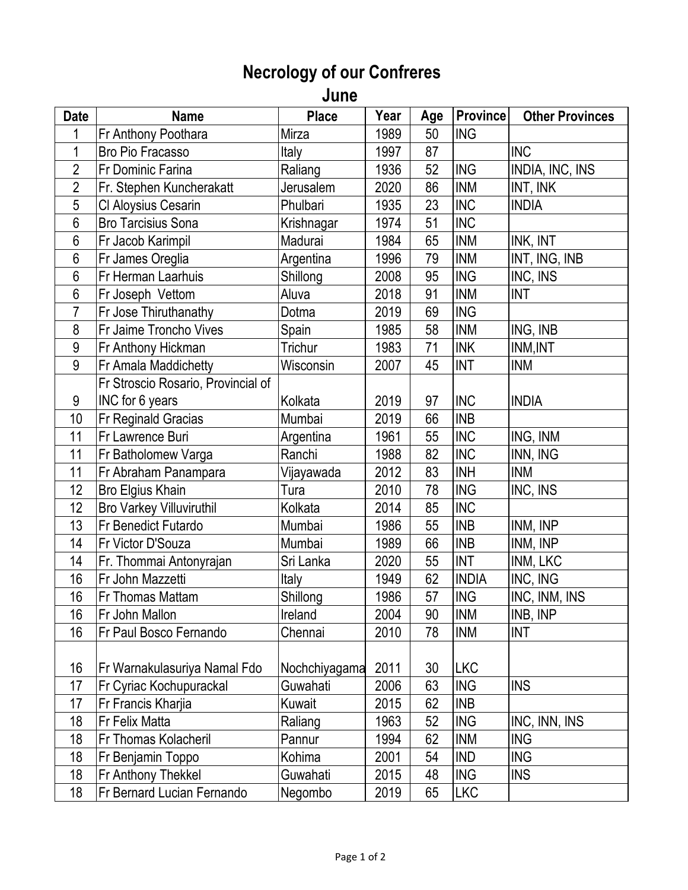# Necrology of our Confreres

## June

| Date | Name | Place | Year | Age | Province | Other Provinces |
|---|---|---|---|---|---|---|
| 1 | Fr Anthony Poothara | Mirza | 1989 | 50 | ING | |
| 1 | Bro Pio Fracasso | Italy | 1997 | 87 | | INC |
| 2 | Fr Dominic Farina | Raliang | 1936 | 52 | ING | INDIA, INC, INS |
| 2 | Fr. Stephen Kuncherakatt | Jerusalem | 2020 | 86 | INM | INT, INK |
| 5 | Cl Aloysius Cesarin | Phulbari | 1935 | 23 | INC | INDIA |
| 6 | Bro Tarcisius Sona | Krishnagar | 1974 | 51 | INC | |
| 6 | Fr Jacob Karimpil | Madurai | 1984 | 65 | INM | INK, INT |
| 6 | Fr James Oreglia | Argentina | 1996 | 79 | INM | INT, ING, INB |
| 6 | Fr Herman Laarhuis | Shillong | 2008 | 95 | ING | INC, INS |
| 6 | Fr Joseph Vettom | Aluva | 2018 | 91 | INM | INT |
| 7 | Fr Jose Thiruthanathy | Dotma | 2019 | 69 | ING | |
| 8 | Fr Jaime Troncho Vives | Spain | 1985 | 58 | INM | ING, INB |
| 9 | Fr Anthony Hickman | Trichur | 1983 | 71 | INK | INM,INT |
| 9 | Fr Amala Maddichetty | Wisconsin | 2007 | 45 | INT | INM |
| 9 | Fr Stroscio Rosario, Provincial of INC for 6 years | Kolkata | 2019 | 97 | INC | INDIA |
| 10 | Fr Reginald Gracias | Mumbai | 2019 | 66 | INB | |
| 11 | Fr Lawrence Buri | Argentina | 1961 | 55 | INC | ING, INM |
| 11 | Fr Batholomew Varga | Ranchi | 1988 | 82 | INC | INN, ING |
| 11 | Fr Abraham Panampara | Vijayawada | 2012 | 83 | INH | INM |
| 12 | Bro Elgius Khain | Tura | 2010 | 78 | ING | INC, INS |
| 12 | Bro Varkey Villuviruthil | Kolkata | 2014 | 85 | INC | |
| 13 | Fr Benedict Futardo | Mumbai | 1986 | 55 | INB | INM, INP |
| 14 | Fr Victor D'Souza | Mumbai | 1989 | 66 | INB | INM, INP |
| 14 | Fr. Thommai Antonyrajan | Sri Lanka | 2020 | 55 | INT | INM, LKC |
| 16 | Fr John Mazzetti | Italy | 1949 | 62 | INDIA | INC, ING |
| 16 | Fr Thomas Mattam | Shillong | 1986 | 57 | ING | INC, INM, INS |
| 16 | Fr John Mallon | Ireland | 2004 | 90 | INM | INB, INP |
| 16 | Fr Paul Bosco Fernando | Chennai | 2010 | 78 | INM | INT |
| 16 | Fr Warnakulasuriya Namal Fdo | Nochchiyagama | 2011 | 30 | LKC | |
| 17 | Fr Cyriac Kochupurackal | Guwahati | 2006 | 63 | ING | INS |
| 17 | Fr Francis Kharjia | Kuwait | 2015 | 62 | INB | |
| 18 | Fr Felix Matta | Raliang | 1963 | 52 | ING | INC, INN, INS |
| 18 | Fr Thomas Kolacheril | Pannur | 1994 | 62 | INM | ING |
| 18 | Fr Benjamin Toppo | Kohima | 2001 | 54 | IND | ING |
| 18 | Fr Anthony Thekkel | Guwahati | 2015 | 48 | ING | INS |
| 18 | Fr Bernard Lucian Fernando | Negombo | 2019 | 65 | LKC | |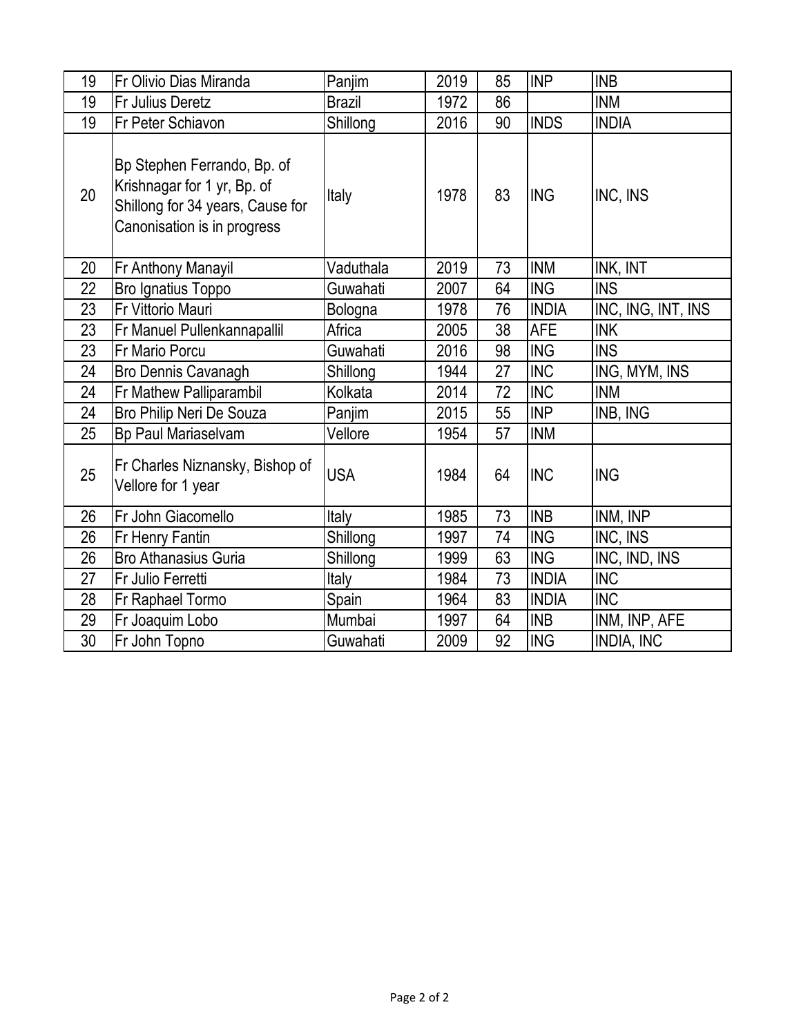| | | | | | | |
|---|---|---|---|---|---|---|
| 19 | Fr Olivio Dias Miranda | Panjim | 2019 | 85 | INP | INB |
| 19 | Fr Julius Deretz | Brazil | 1972 | 86 | | INM |
| 19 | Fr Peter Schiavon | Shillong | 2016 | 90 | INDS | INDIA |
| 20 | Bp Stephen Ferrando, Bp. of Krishnagar for 1 yr, Bp. of Shillong for 34 years, Cause for Canonisation is in progress | Italy | 1978 | 83 | ING | INC, INS |
| 20 | Fr Anthony Manayil | Vaduthala | 2019 | 73 | INM | INK, INT |
| 22 | Bro Ignatius Toppo | Guwahati | 2007 | 64 | ING | INS |
| 23 | Fr Vittorio Mauri | Bologna | 1978 | 76 | INDIA | INC, ING, INT, INS |
| 23 | Fr Manuel Pullenkannapallil | Africa | 2005 | 38 | AFE | INK |
| 23 | Fr Mario Porcu | Guwahati | 2016 | 98 | ING | INS |
| 24 | Bro Dennis Cavanagh | Shillong | 1944 | 27 | INC | ING, MYM, INS |
| 24 | Fr Mathew Palliparambil | Kolkata | 2014 | 72 | INC | INM |
| 24 | Bro Philip Neri De Souza | Panjim | 2015 | 55 | INP | INB, ING |
| 25 | Bp Paul Mariaselvam | Vellore | 1954 | 57 | INM | |
| 25 | Fr Charles Niznansky, Bishop of Vellore for 1 year | USA | 1984 | 64 | INC | ING |
| 26 | Fr John Giacomello | Italy | 1985 | 73 | INB | INM, INP |
| 26 | Fr Henry Fantin | Shillong | 1997 | 74 | ING | INC, INS |
| 26 | Bro Athanasius Guria | Shillong | 1999 | 63 | ING | INC, IND, INS |
| 27 | Fr Julio Ferretti | Italy | 1984 | 73 | INDIA | INC |
| 28 | Fr Raphael Tormo | Spain | 1964 | 83 | INDIA | INC |
| 29 | Fr Joaquim Lobo | Mumbai | 1997 | 64 | INB | INM, INP, AFE |
| 30 | Fr John Topno | Guwahati | 2009 | 92 | ING | INDIA, INC |